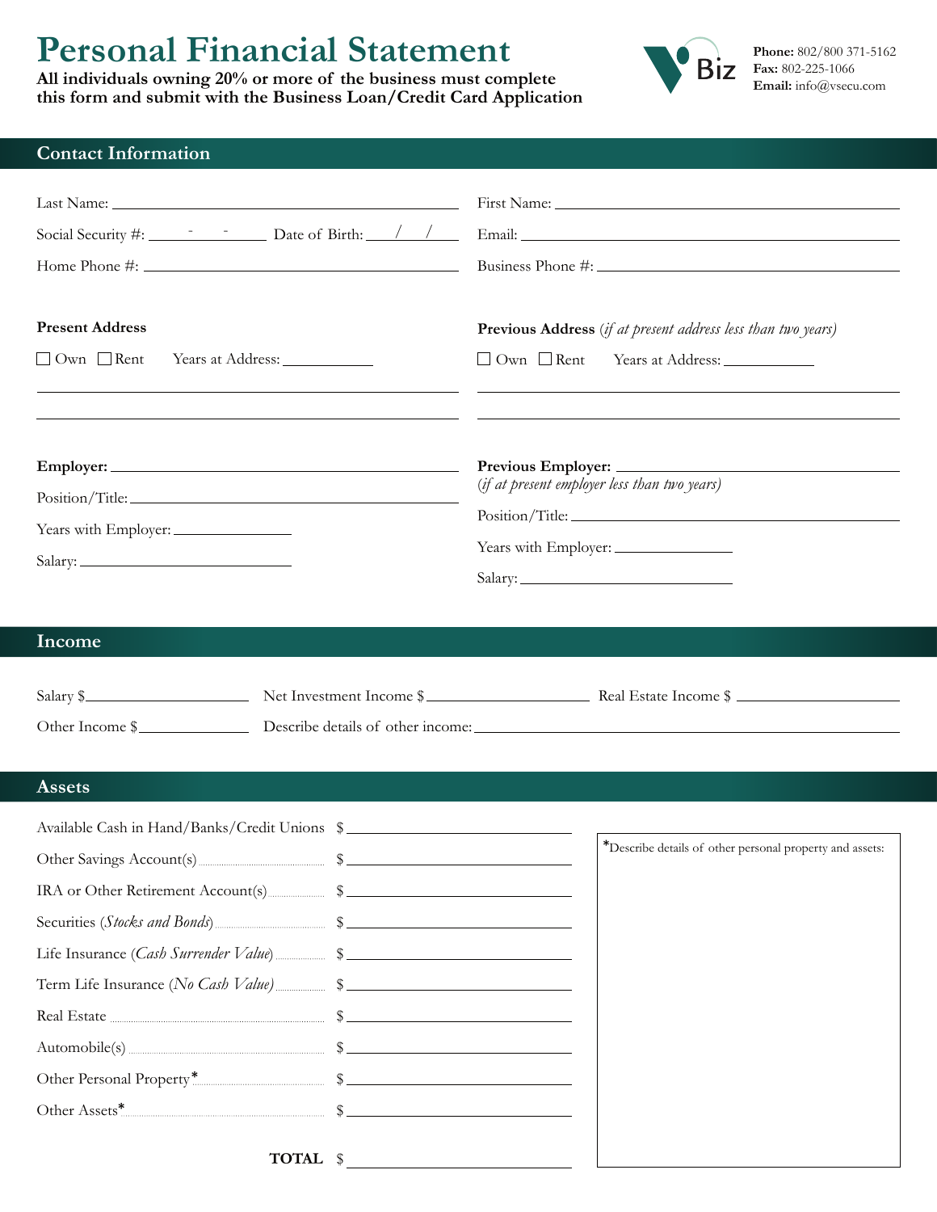# Personal Financial Statement

**All individuals owning 20% or more of the business must complete this form and submit with the Business Loan/Credit Card Application**

**Phone:** 802/800 371-5162
**Fax:** 802-225-1066
**Email:** info@vsecu.com

## Contact Information

Last Name: ______________________ First Name: ______________________

Social Security #: ____-____-____ Date of Birth: ___/___/___ Email: ______________________

Home Phone #: ______________________ Business Phone #: ______________________

**Present Address**

☐ Own ☐ Rent Years at Address: __________

______________________

______________________

**Previous Address** (*if at present address less than two years*)

☐ Own ☐ Rent Years at Address: __________

______________________

______________________

**Employer:** ______________________

Position/Title: ______________________

Years with Employer: __________

Salary: __________

**Previous Employer:** ______________________
(*if at present employer less than two years*)

Position/Title: ______________________

Years with Employer: __________

Salary: __________

## Income

Salary $__________ Net Investment Income $__________ Real Estate Income $__________

Other Income $__________ Describe details of other income: ______________________

## Assets

| | |
|---|---|
| Available Cash in Hand/Banks/Credit Unions | $ |
| Other Savings Account(s) | $ |
| IRA or Other Retirement Account(s) | $ |
| Securities (*Stocks and Bonds*) | $ |
| Life Insurance (*Cash Surrender Value*) | $ |
| Term Life Insurance (*No Cash Value*) | $ |
| Real Estate | $ |
| Automobile(s) | $ |
| Other Personal Property* | $ |
| Other Assets* | $ |
| **TOTAL** | $ |

*Describe details of other personal property and assets: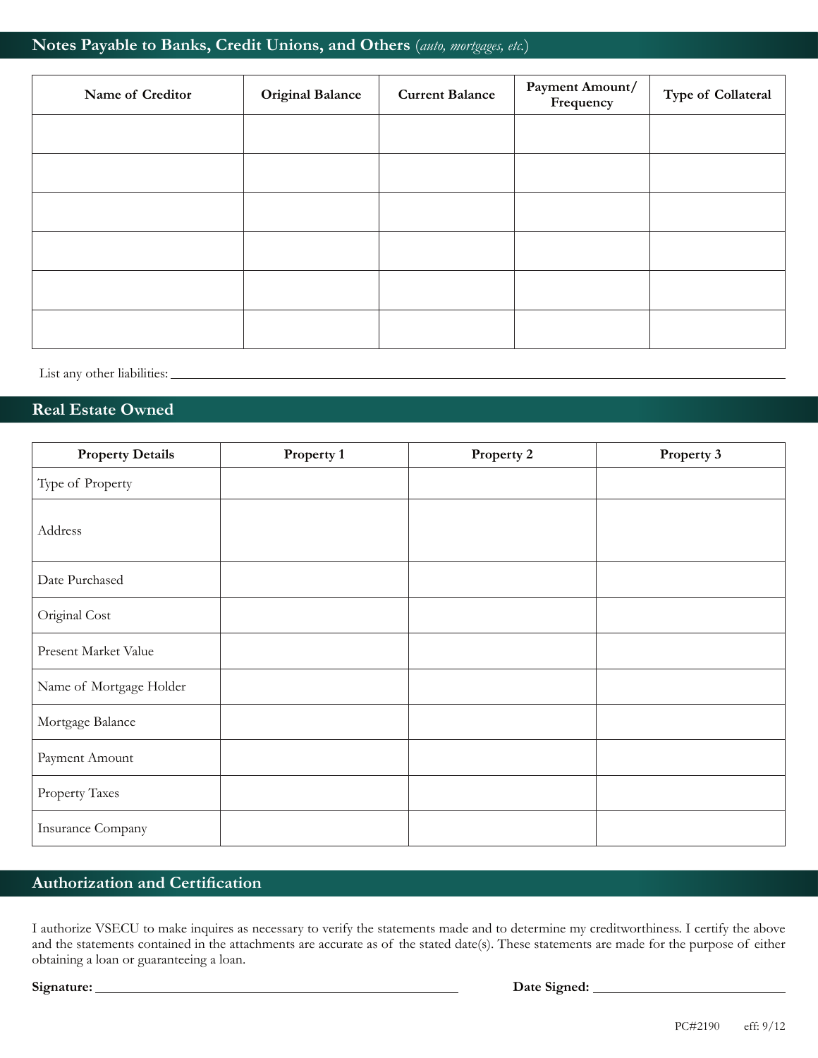## Notes Payable to Banks, Credit Unions, and Others (*auto, mortgages, etc.*)

| Name of Creditor | Original Balance | Current Balance | Payment Amount/ Frequency | Type of Collateral |
|---|---|---|---|---|
| | | | | |
| | | | | |
| | | | | |
| | | | | |
| | | | | |
| | | | | |

List any other liabilities: ______________________________________________

## Real Estate Owned

| Property Details | Property 1 | Property 2 | Property 3 |
|---|---|---|---|
| Type of Property | | | |
| Address | | | |
| Date Purchased | | | |
| Original Cost | | | |
| Present Market Value | | | |
| Name of Mortgage Holder | | | |
| Mortgage Balance | | | |
| Payment Amount | | | |
| Property Taxes | | | |
| Insurance Company | | | |

## Authorization and Certification

I authorize VSECU to make inquires as necessary to verify the statements made and to determine my creditworthiness. I certify the above and the statements contained in the attachments are accurate as of the stated date(s). These statements are made for the purpose of either obtaining a loan or guaranteeing a loan.

**Signature:** ______________________________ **Date Signed:** ____________________

PC#2190 eff: 9/12